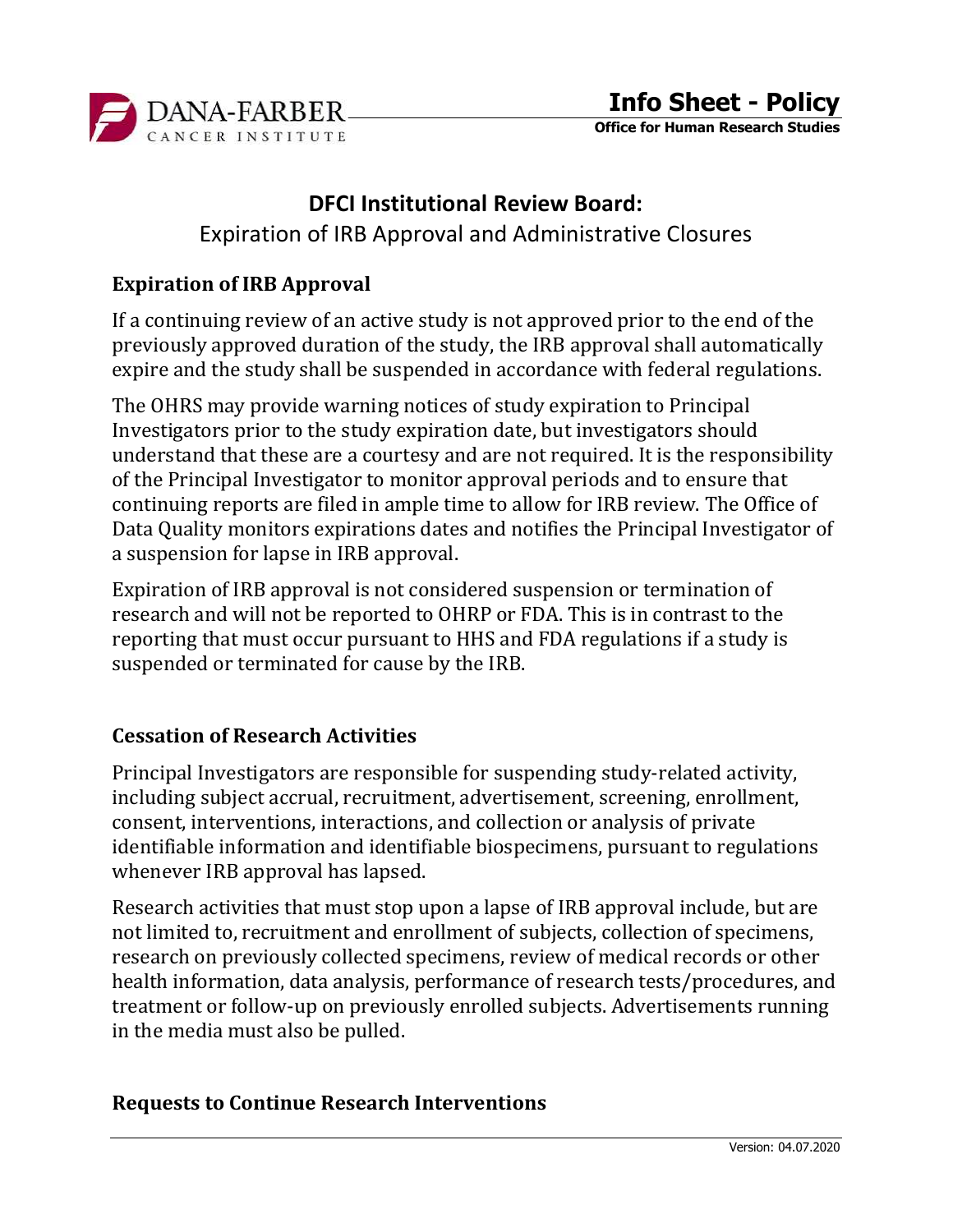# DFCI Institutional Review Board:

Expiration of IRB Approval and Administrative Closures

## Expiration of IRB Approval

If a continuing review of an active study is not approved prior to the end of the previously approved duration of the study, the IRB approval shall automatically expire and the study shall be suspended in accordance with federal regulations.

The OHRS may provide warning notices of study expiration to Principal Investigators prior to the study expiration date, but investigators should understand that these are a courtesy and are not required. It is the responsibility of the Principal Investigator to monitor approval periods and to ensure that continuing reports are filed in ample time to allow for IRB review. The Office of Data Quality monitors expirations dates and notifies the Principal Investigator of a suspension for lapse in IRB approval.

Expiration of IRB approval is not considered suspension or termination of research and will not be reported to OHRP or FDA. This is in contrast to the reporting that must occur pursuant to HHS and FDA regulations if a study is suspended or terminated for cause by the IRB.

## Cessation of Research Activities

Principal Investigators are responsible for suspending study-related activity, including subject accrual, recruitment, advertisement, screening, enrollment, consent, interventions, interactions, and collection or analysis of private identifiable information and identifiable biospecimens, pursuant to regulations whenever IRB approval has lapsed.

Research activities that must stop upon a lapse of IRB approval include, but are not limited to, recruitment and enrollment of subjects, collection of specimens, research on previously collected specimens, review of medical records or other health information, data analysis, performance of research tests/procedures, and treatment or follow-up on previously enrolled subjects. Advertisements running in the media must also be pulled.

## Requests to Continue Research Interventions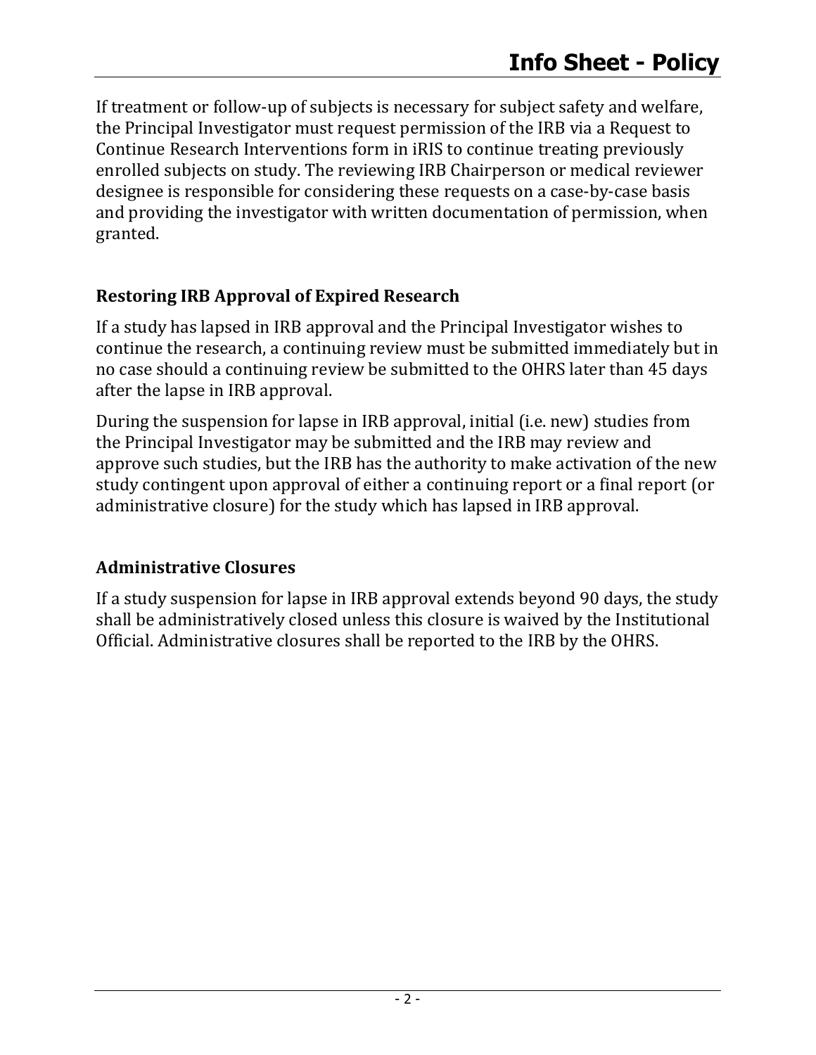If treatment or follow-up of subjects is necessary for subject safety and welfare, the Principal Investigator must request permission of the IRB via a Request to Continue Research Interventions form in iRIS to continue treating previously enrolled subjects on study. The reviewing IRB Chairperson or medical reviewer designee is responsible for considering these requests on a case-by-case basis and providing the investigator with written documentation of permission, when granted.

### Restoring IRB Approval of Expired Research

If a study has lapsed in IRB approval and the Principal Investigator wishes to continue the research, a continuing review must be submitted immediately but in no case should a continuing review be submitted to the OHRS later than 45 days after the lapse in IRB approval.

During the suspension for lapse in IRB approval, initial (i.e. new) studies from the Principal Investigator may be submitted and the IRB may review and approve such studies, but the IRB has the authority to make activation of the new study contingent upon approval of either a continuing report or a final report (or administrative closure) for the study which has lapsed in IRB approval.

### Administrative Closures

If a study suspension for lapse in IRB approval extends beyond 90 days, the study shall be administratively closed unless this closure is waived by the Institutional Official. Administrative closures shall be reported to the IRB by the OHRS.